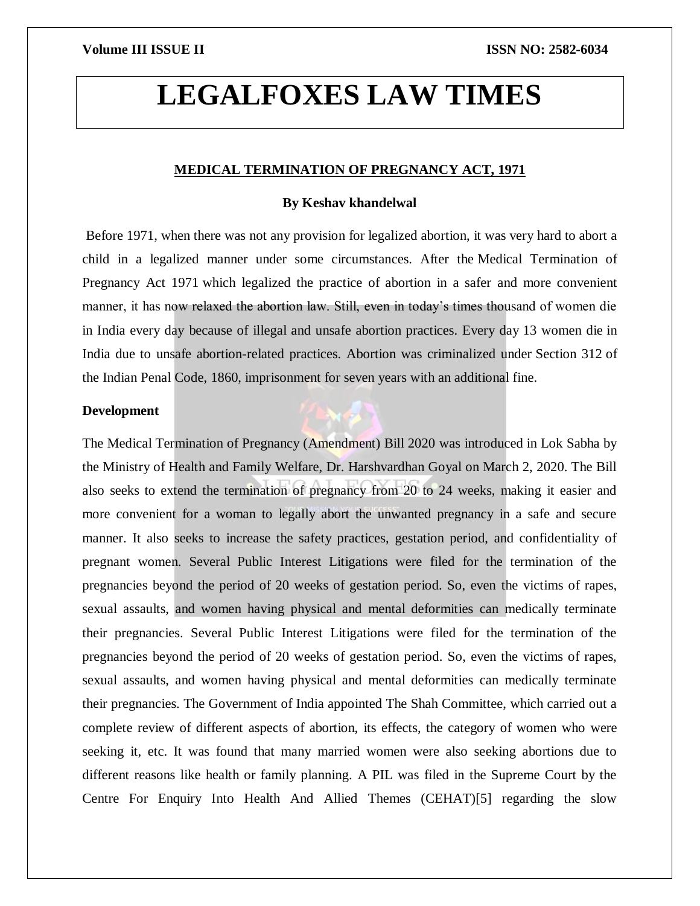# LEGALFOXES LAW TIMES

## MEDICAL TERMINATION OF PREGNANCY ACT, 1971

**By Keshav khandelwal**

Before 1971, when there was not any provision for legalized abortion, it was very hard to abort a child in a legalized manner under some circumstances. After the Medical Termination of Pregnancy Act 1971 which legalized the practice of abortion in a safer and more convenient manner, it has now relaxed the abortion law. Still, even in today's times thousand of women die in India every day because of illegal and unsafe abortion practices. Every day 13 women die in India due to unsafe abortion-related practices. Abortion was criminalized under Section 312 of the Indian Penal Code, 1860, imprisonment for seven years with an additional fine.

### Development

The Medical Termination of Pregnancy (Amendment) Bill 2020 was introduced in Lok Sabha by the Ministry of Health and Family Welfare, Dr. Harshvardhan Goyal on March 2, 2020. The Bill also seeks to extend the termination of pregnancy from 20 to 24 weeks, making it easier and more convenient for a woman to legally abort the unwanted pregnancy in a safe and secure manner. It also seeks to increase the safety practices, gestation period, and confidentiality of pregnant women. Several Public Interest Litigations were filed for the termination of the pregnancies beyond the period of 20 weeks of gestation period. So, even the victims of rapes, sexual assaults, and women having physical and mental deformities can medically terminate their pregnancies. Several Public Interest Litigations were filed for the termination of the pregnancies beyond the period of 20 weeks of gestation period. So, even the victims of rapes, sexual assaults, and women having physical and mental deformities can medically terminate their pregnancies. The Government of India appointed The Shah Committee, which carried out a complete review of different aspects of abortion, its effects, the category of women who were seeking it, etc. It was found that many married women were also seeking abortions due to different reasons like health or family planning. A PIL was filed in the Supreme Court by the Centre For Enquiry Into Health And Allied Themes (CEHAT)[5] regarding the slow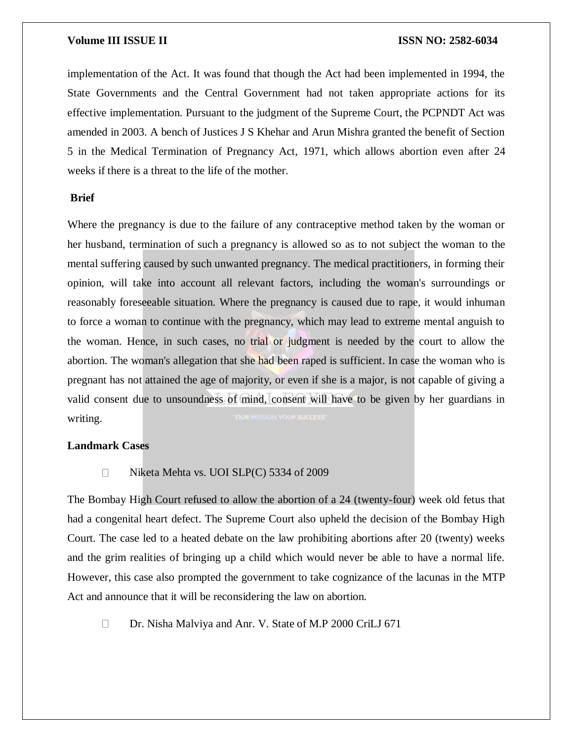implementation of the Act. It was found that though the Act had been implemented in 1994, the State Governments and the Central Government had not taken appropriate actions for its effective implementation. Pursuant to the judgment of the Supreme Court, the PCPNDT Act was amended in 2003. A bench of Justices J S Khehar and Arun Mishra granted the benefit of Section 5 in the Medical Termination of Pregnancy Act, 1971, which allows abortion even after 24 weeks if there is a threat to the life of the mother.

**Brief**

Where the pregnancy is due to the failure of any contraceptive method taken by the woman or her husband, termination of such a pregnancy is allowed so as to not subject the woman to the mental suffering caused by such unwanted pregnancy. The medical practitioners, in forming their opinion, will take into account all relevant factors, including the woman's surroundings or reasonably foreseeable situation. Where the pregnancy is caused due to rape, it would inhuman to force a woman to continue with the pregnancy, which may lead to extreme mental anguish to the woman. Hence, in such cases, no trial or judgment is needed by the court to allow the abortion. The woman's allegation that she had been raped is sufficient. In case the woman who is pregnant has not attained the age of majority, or even if she is a major, is not capable of giving a valid consent due to unsoundness of mind, consent will have to be given by her guardians in writing.

**Landmark Cases**

- Niketa Mehta vs. UOI SLP(C) 5334 of 2009

The Bombay High Court refused to allow the abortion of a 24 (twenty-four) week old fetus that had a congenital heart defect. The Supreme Court also upheld the decision of the Bombay High Court. The case led to a heated debate on the law prohibiting abortions after 20 (twenty) weeks and the grim realities of bringing up a child which would never be able to have a normal life. However, this case also prompted the government to take cognizance of the lacunas in the MTP Act and announce that it will be reconsidering the law on abortion.

- Dr. Nisha Malviya and Anr. V. State of M.P 2000 CriLJ 671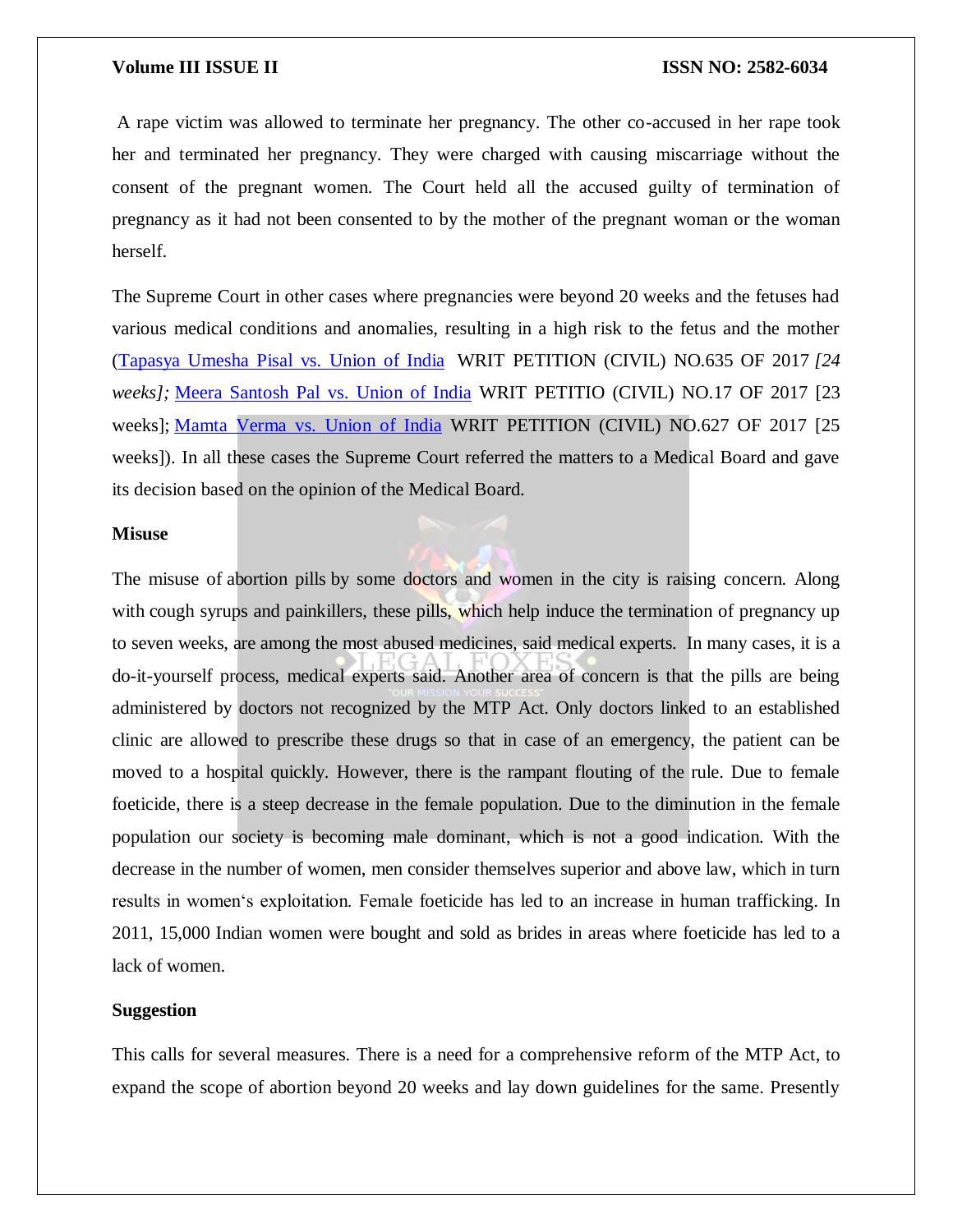A rape victim was allowed to terminate her pregnancy. The other co-accused in her rape took her and terminated her pregnancy. They were charged with causing miscarriage without the consent of the pregnant women. The Court held all the accused guilty of termination of pregnancy as it had not been consented to by the mother of the pregnant woman or the woman herself.

The Supreme Court in other cases where pregnancies were beyond 20 weeks and the fetuses had various medical conditions and anomalies, resulting in a high risk to the fetus and the mother (Tapasya Umesha Pisal vs. Union of India WRIT PETITION (CIVIL) NO.635 OF 2017 *[24 weeks];* Meera Santosh Pal vs. Union of India WRIT PETITIO (CIVIL) NO.17 OF 2017 [23 weeks]; Mamta Verma vs. Union of India WRIT PETITION (CIVIL) NO.627 OF 2017 [25 weeks]). In all these cases the Supreme Court referred the matters to a Medical Board and gave its decision based on the opinion of the Medical Board.

**Misuse**

The misuse of abortion pills by some doctors and women in the city is raising concern. Along with cough syrups and painkillers, these pills, which help induce the termination of pregnancy up to seven weeks, are among the most abused medicines, said medical experts. In many cases, it is a do-it-yourself process, medical experts said. Another area of concern is that the pills are being administered by doctors not recognized by the MTP Act. Only doctors linked to an established clinic are allowed to prescribe these drugs so that in case of an emergency, the patient can be moved to a hospital quickly. However, there is the rampant flouting of the rule. Due to female foeticide, there is a steep decrease in the female population. Due to the diminution in the female population our society is becoming male dominant, which is not a good indication. With the decrease in the number of women, men consider themselves superior and above law, which in turn results in women‘s exploitation. Female foeticide has led to an increase in human trafficking. In 2011, 15,000 Indian women were bought and sold as brides in areas where foeticide has led to a lack of women.

**Suggestion**

This calls for several measures. There is a need for a comprehensive reform of the MTP Act, to expand the scope of abortion beyond 20 weeks and lay down guidelines for the same. Presently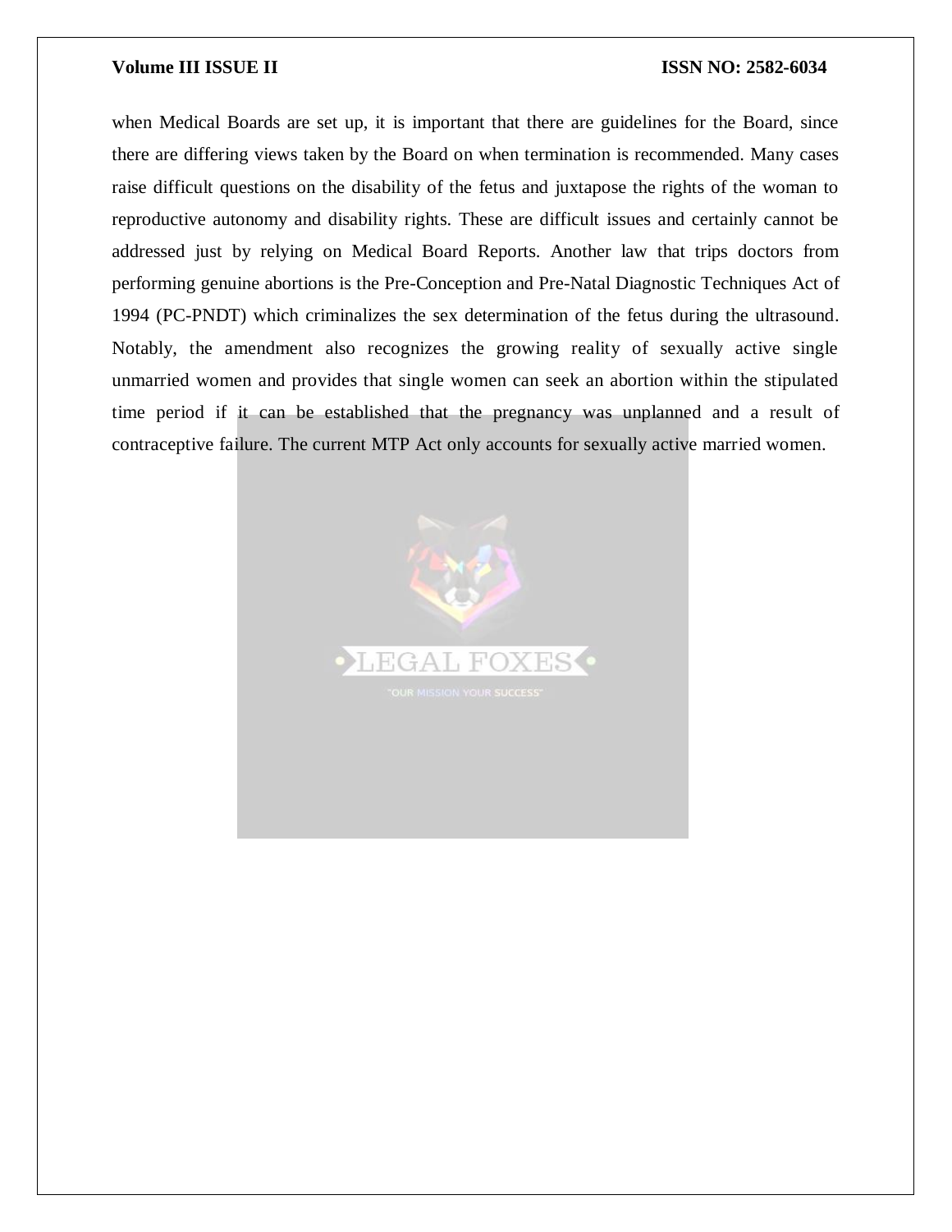when Medical Boards are set up, it is important that there are guidelines for the Board, since there are differing views taken by the Board on when termination is recommended. Many cases raise difficult questions on the disability of the fetus and juxtapose the rights of the woman to reproductive autonomy and disability rights. These are difficult issues and certainly cannot be addressed just by relying on Medical Board Reports. Another law that trips doctors from performing genuine abortions is the Pre-Conception and Pre-Natal Diagnostic Techniques Act of 1994 (PC-PNDT) which criminalizes the sex determination of the fetus during the ultrasound. Notably, the amendment also recognizes the growing reality of sexually active single unmarried women and provides that single women can seek an abortion within the stipulated time period if it can be established that the pregnancy was unplanned and a result of contraceptive failure. The current MTP Act only accounts for sexually active married women.